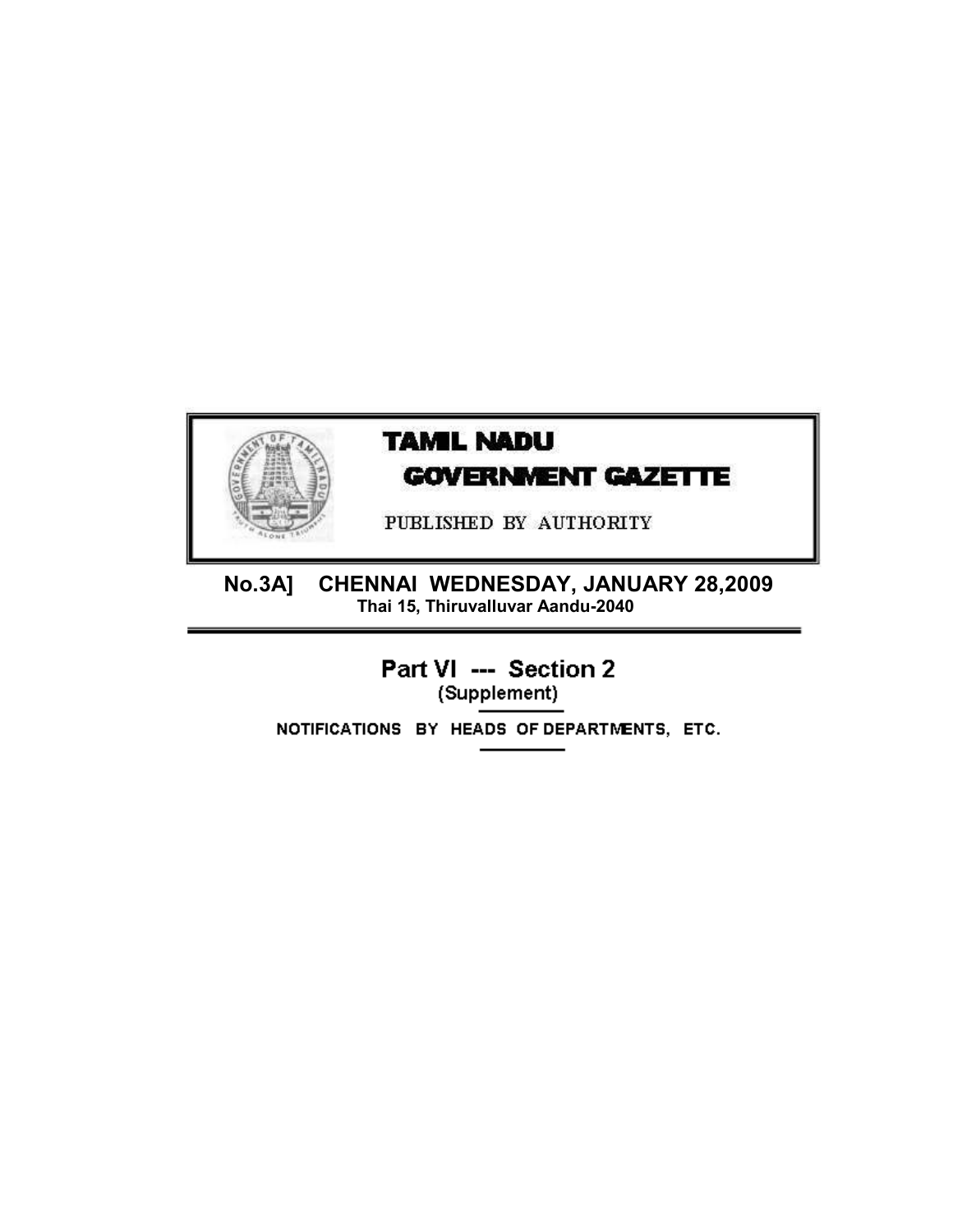# TAMIL NADU GOVERNMENT GAZETTE

PUBLISHED BY AUTHORITY

**No.3A] CHENNAI WEDNESDAY, JANUARY 28,2009**

**Thai 15, Thiruvalluvar Aandu-2040**

## Part VI --- Section 2

(Supplement)

NOTIFICATIONS BY HEADS OF DEPARTMENTS, ETC.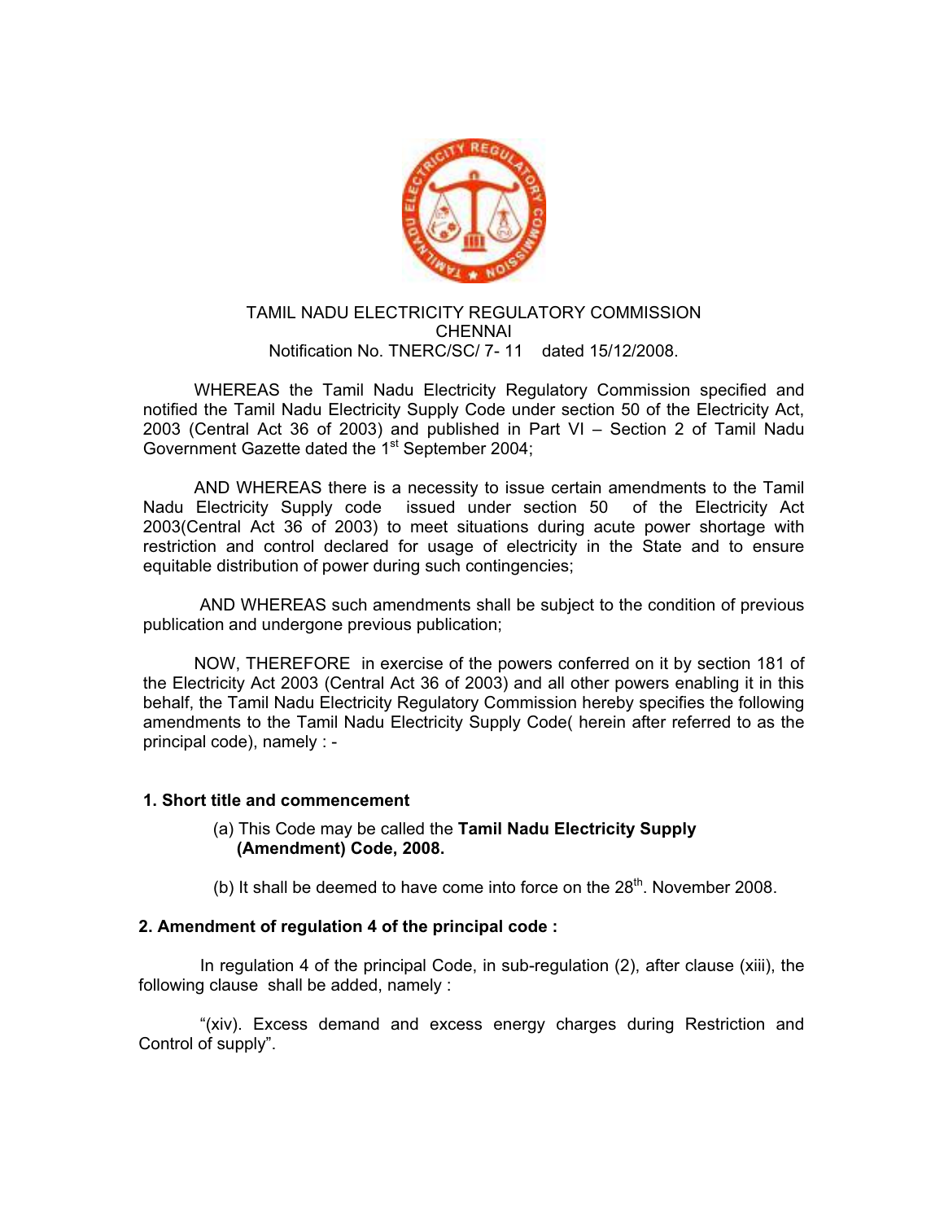TAMIL NADU ELECTRICITY REGULATORY COMMISSION
CHENNAI
Notification No. TNERC/SC/ 7- 11 dated 15/12/2008.

WHEREAS the Tamil Nadu Electricity Regulatory Commission specified and notified the Tamil Nadu Electricity Supply Code under section 50 of the Electricity Act, 2003 (Central Act 36 of 2003) and published in Part VI – Section 2 of Tamil Nadu Government Gazette dated the 1st September 2004;

AND WHEREAS there is a necessity to issue certain amendments to the Tamil Nadu Electricity Supply code issued under section 50 of the Electricity Act 2003(Central Act 36 of 2003) to meet situations during acute power shortage with restriction and control declared for usage of electricity in the State and to ensure equitable distribution of power during such contingencies;

AND WHEREAS such amendments shall be subject to the condition of previous publication and undergone previous publication;

NOW, THEREFORE in exercise of the powers conferred on it by section 181 of the Electricity Act 2003 (Central Act 36 of 2003) and all other powers enabling it in this behalf, the Tamil Nadu Electricity Regulatory Commission hereby specifies the following amendments to the Tamil Nadu Electricity Supply Code( herein after referred to as the principal code), namely : -

**1. Short title and commencement**

(a) This Code may be called the **Tamil Nadu Electricity Supply (Amendment) Code, 2008.**

(b) It shall be deemed to have come into force on the 28th. November 2008.

**2. Amendment of regulation 4 of the principal code :**

In regulation 4 of the principal Code, in sub-regulation (2), after clause (xiii), the following clause shall be added, namely :

"(xiv). Excess demand and excess energy charges during Restriction and Control of supply".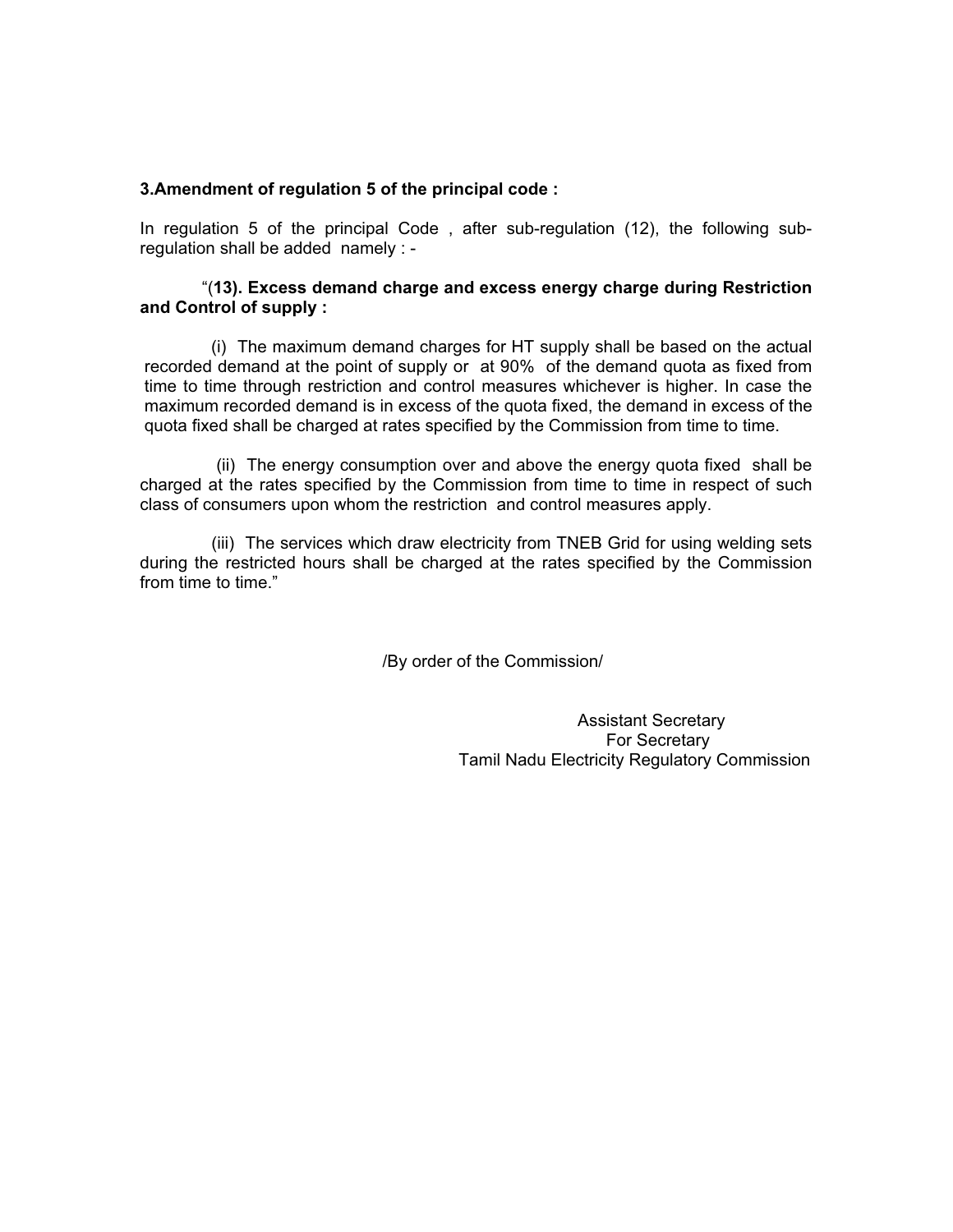**3.Amendment of regulation 5 of the principal code :**

In regulation 5 of the principal Code , after sub-regulation (12), the following sub-regulation shall be added namely : -

"(**13). Excess demand charge and excess energy charge during Restriction and Control of supply :**

(i) The maximum demand charges for HT supply shall be based on the actual recorded demand at the point of supply or at 90% of the demand quota as fixed from time to time through restriction and control measures whichever is higher. In case the maximum recorded demand is in excess of the quota fixed, the demand in excess of the quota fixed shall be charged at rates specified by the Commission from time to time.

(ii) The energy consumption over and above the energy quota fixed shall be charged at the rates specified by the Commission from time to time in respect of such class of consumers upon whom the restriction and control measures apply.

(iii) The services which draw electricity from TNEB Grid for using welding sets during the restricted hours shall be charged at the rates specified by the Commission from time to time."

/By order of the Commission/

Assistant Secretary
For Secretary
Tamil Nadu Electricity Regulatory Commission